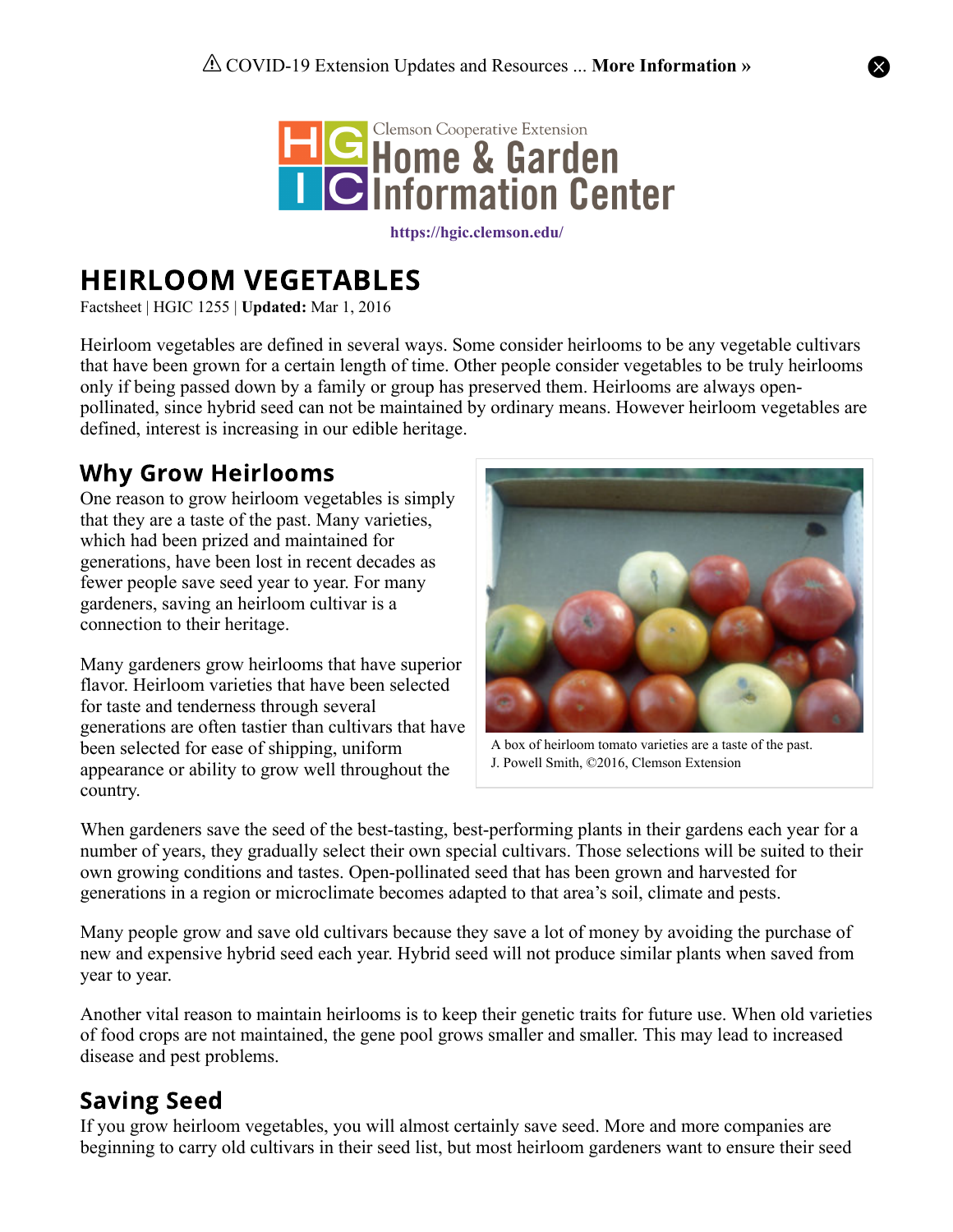⚠ COVID-19 Extension Updates and Resources ... **More Information »**

Clemson Cooperative Extension
Home & Garden Information Center

**https://hgic.clemson.edu/**

# HEIRLOOM VEGETABLES

Factsheet | HGIC 1255 | **Updated:** Mar 1, 2016

Heirloom vegetables are defined in several ways. Some consider heirlooms to be any vegetable cultivars that have been grown for a certain length of time. Other people consider vegetables to be truly heirlooms only if being passed down by a family or group has preserved them. Heirlooms are always open-pollinated, since hybrid seed can not be maintained by ordinary means. However heirloom vegetables are defined, interest is increasing in our edible heritage.

## Why Grow Heirlooms

One reason to grow heirloom vegetables is simply that they are a taste of the past. Many varieties, which had been prized and maintained for generations, have been lost in recent decades as fewer people save seed year to year. For many gardeners, saving an heirloom cultivar is a connection to their heritage.

A box of heirloom tomato varieties are a taste of the past.
J. Powell Smith, ©2016, Clemson Extension

Many gardeners grow heirlooms that have superior flavor. Heirloom varieties that have been selected for taste and tenderness through several generations are often tastier than cultivars that have been selected for ease of shipping, uniform appearance or ability to grow well throughout the country.

When gardeners save the seed of the best-tasting, best-performing plants in their gardens each year for a number of years, they gradually select their own special cultivars. Those selections will be suited to their own growing conditions and tastes. Open-pollinated seed that has been grown and harvested for generations in a region or microclimate becomes adapted to that area's soil, climate and pests.

Many people grow and save old cultivars because they save a lot of money by avoiding the purchase of new and expensive hybrid seed each year. Hybrid seed will not produce similar plants when saved from year to year.

Another vital reason to maintain heirlooms is to keep their genetic traits for future use. When old varieties of food crops are not maintained, the gene pool grows smaller and smaller. This may lead to increased disease and pest problems.

## Saving Seed

If you grow heirloom vegetables, you will almost certainly save seed. More and more companies are beginning to carry old cultivars in their seed list, but most heirloom gardeners want to ensure their seed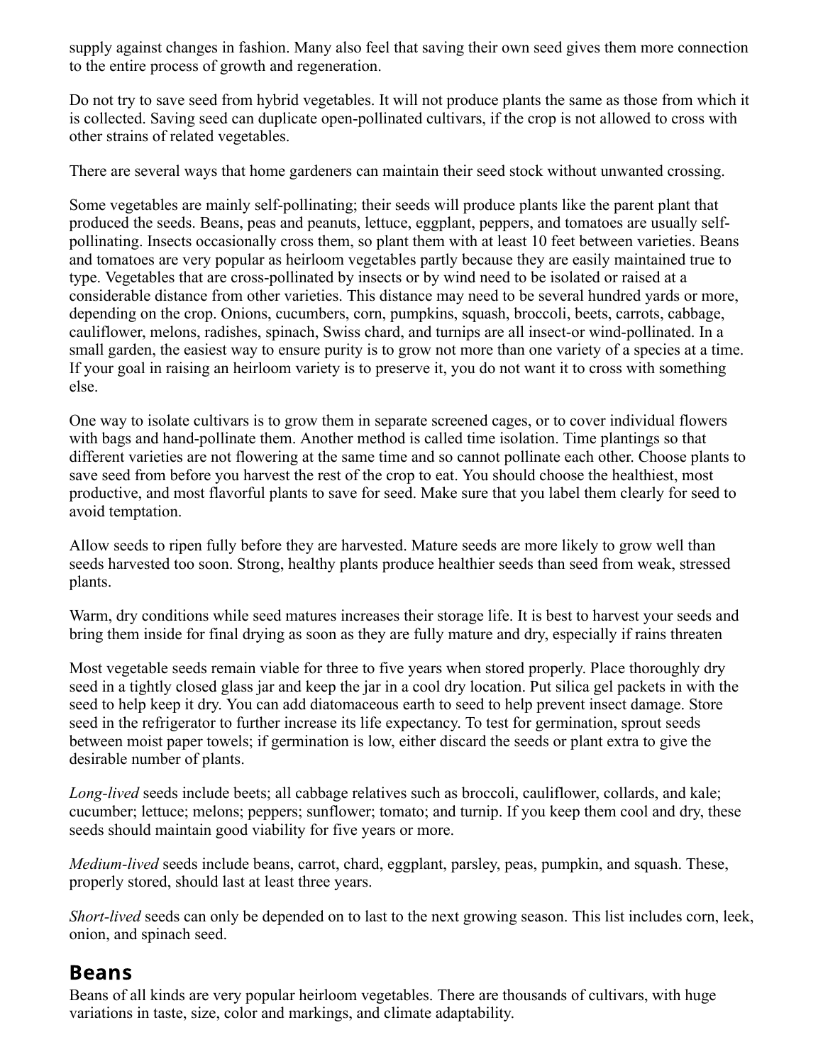supply against changes in fashion. Many also feel that saving their own seed gives them more connection to the entire process of growth and regeneration.

Do not try to save seed from hybrid vegetables. It will not produce plants the same as those from which it is collected. Saving seed can duplicate open-pollinated cultivars, if the crop is not allowed to cross with other strains of related vegetables.

There are several ways that home gardeners can maintain their seed stock without unwanted crossing.

Some vegetables are mainly self-pollinating; their seeds will produce plants like the parent plant that produced the seeds. Beans, peas and peanuts, lettuce, eggplant, peppers, and tomatoes are usually self-pollinating. Insects occasionally cross them, so plant them with at least 10 feet between varieties. Beans and tomatoes are very popular as heirloom vegetables partly because they are easily maintained true to type. Vegetables that are cross-pollinated by insects or by wind need to be isolated or raised at a considerable distance from other varieties. This distance may need to be several hundred yards or more, depending on the crop. Onions, cucumbers, corn, pumpkins, squash, broccoli, beets, carrots, cabbage, cauliflower, melons, radishes, spinach, Swiss chard, and turnips are all insect-or wind-pollinated. In a small garden, the easiest way to ensure purity is to grow not more than one variety of a species at a time. If your goal in raising an heirloom variety is to preserve it, you do not want it to cross with something else.

One way to isolate cultivars is to grow them in separate screened cages, or to cover individual flowers with bags and hand-pollinate them. Another method is called time isolation. Time plantings so that different varieties are not flowering at the same time and so cannot pollinate each other. Choose plants to save seed from before you harvest the rest of the crop to eat. You should choose the healthiest, most productive, and most flavorful plants to save for seed. Make sure that you label them clearly for seed to avoid temptation.

Allow seeds to ripen fully before they are harvested. Mature seeds are more likely to grow well than seeds harvested too soon. Strong, healthy plants produce healthier seeds than seed from weak, stressed plants.

Warm, dry conditions while seed matures increases their storage life. It is best to harvest your seeds and bring them inside for final drying as soon as they are fully mature and dry, especially if rains threaten

Most vegetable seeds remain viable for three to five years when stored properly. Place thoroughly dry seed in a tightly closed glass jar and keep the jar in a cool dry location. Put silica gel packets in with the seed to help keep it dry. You can add diatomaceous earth to seed to help prevent insect damage. Store seed in the refrigerator to further increase its life expectancy. To test for germination, sprout seeds between moist paper towels; if germination is low, either discard the seeds or plant extra to give the desirable number of plants.

*Long-lived* seeds include beets; all cabbage relatives such as broccoli, cauliflower, collards, and kale; cucumber; lettuce; melons; peppers; sunflower; tomato; and turnip. If you keep them cool and dry, these seeds should maintain good viability for five years or more.

*Medium-lived* seeds include beans, carrot, chard, eggplant, parsley, peas, pumpkin, and squash. These, properly stored, should last at least three years.

*Short-lived* seeds can only be depended on to last to the next growing season. This list includes corn, leek, onion, and spinach seed.

## Beans

Beans of all kinds are very popular heirloom vegetables. There are thousands of cultivars, with huge variations in taste, size, color and markings, and climate adaptability.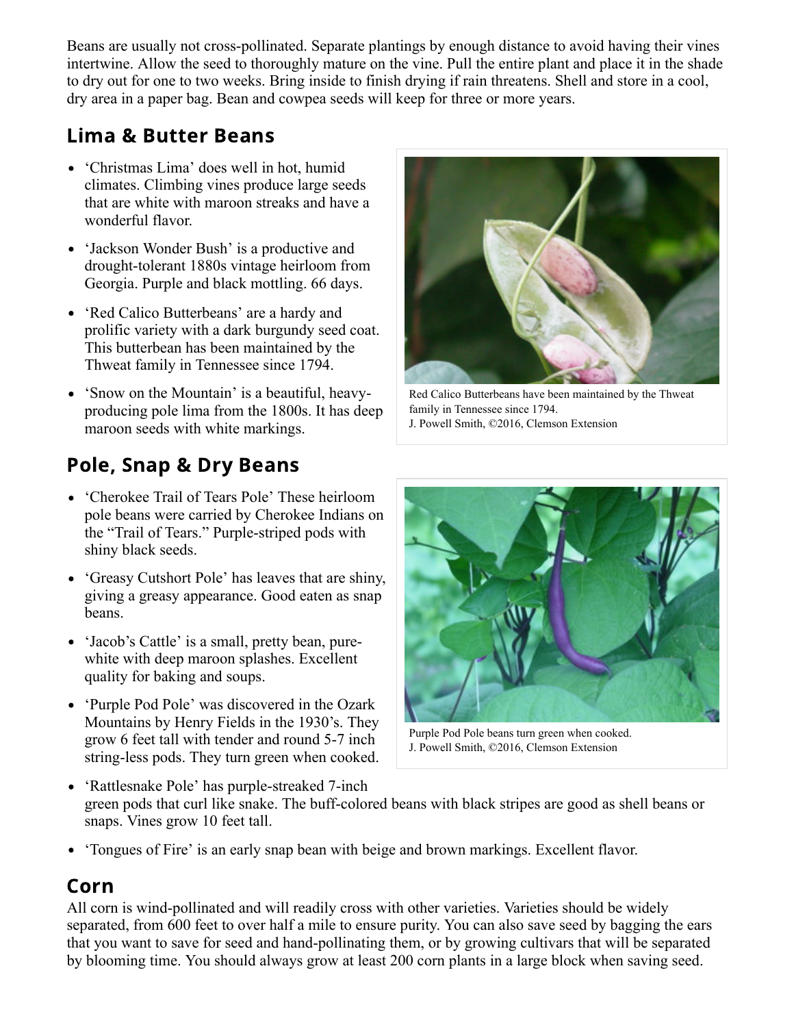Beans are usually not cross-pollinated. Separate plantings by enough distance to avoid having their vines intertwine. Allow the seed to thoroughly mature on the vine. Pull the entire plant and place it in the shade to dry out for one to two weeks. Bring inside to finish drying if rain threatens. Shell and store in a cool, dry area in a paper bag. Bean and cowpea seeds will keep for three or more years.

## Lima & Butter Beans

- 'Christmas Lima' does well in hot, humid climates. Climbing vines produce large seeds that are white with maroon streaks and have a wonderful flavor.
- 'Jackson Wonder Bush' is a productive and drought-tolerant 1880s vintage heirloom from Georgia. Purple and black mottling. 66 days.
- 'Red Calico Butterbeans' are a hardy and prolific variety with a dark burgundy seed coat. This butterbean has been maintained by the Thweat family in Tennessee since 1794.
- 'Snow on the Mountain' is a beautiful, heavy-producing pole lima from the 1800s. It has deep maroon seeds with white markings.

Red Calico Butterbeans have been maintained by the Thweat family in Tennessee since 1794.
J. Powell Smith, ©2016, Clemson Extension

## Pole, Snap & Dry Beans

- 'Cherokee Trail of Tears Pole' These heirloom pole beans were carried by Cherokee Indians on the "Trail of Tears." Purple-striped pods with shiny black seeds.
- 'Greasy Cutshort Pole' has leaves that are shiny, giving a greasy appearance. Good eaten as snap beans.
- 'Jacob's Cattle' is a small, pretty bean, pure-white with deep maroon splashes. Excellent quality for baking and soups.
- 'Purple Pod Pole' was discovered in the Ozark Mountains by Henry Fields in the 1930's. They grow 6 feet tall with tender and round 5-7 inch string-less pods. They turn green when cooked.
- 'Rattlesnake Pole' has purple-streaked 7-inch green pods that curl like snake. The buff-colored beans with black stripes are good as shell beans or snaps. Vines grow 10 feet tall.
- 'Tongues of Fire' is an early snap bean with beige and brown markings. Excellent flavor.

Purple Pod Pole beans turn green when cooked.
J. Powell Smith, ©2016, Clemson Extension

## Corn

All corn is wind-pollinated and will readily cross with other varieties. Varieties should be widely separated, from 600 feet to over half a mile to ensure purity. You can also save seed by bagging the ears that you want to save for seed and hand-pollinating them, or by growing cultivars that will be separated by blooming time. You should always grow at least 200 corn plants in a large block when saving seed.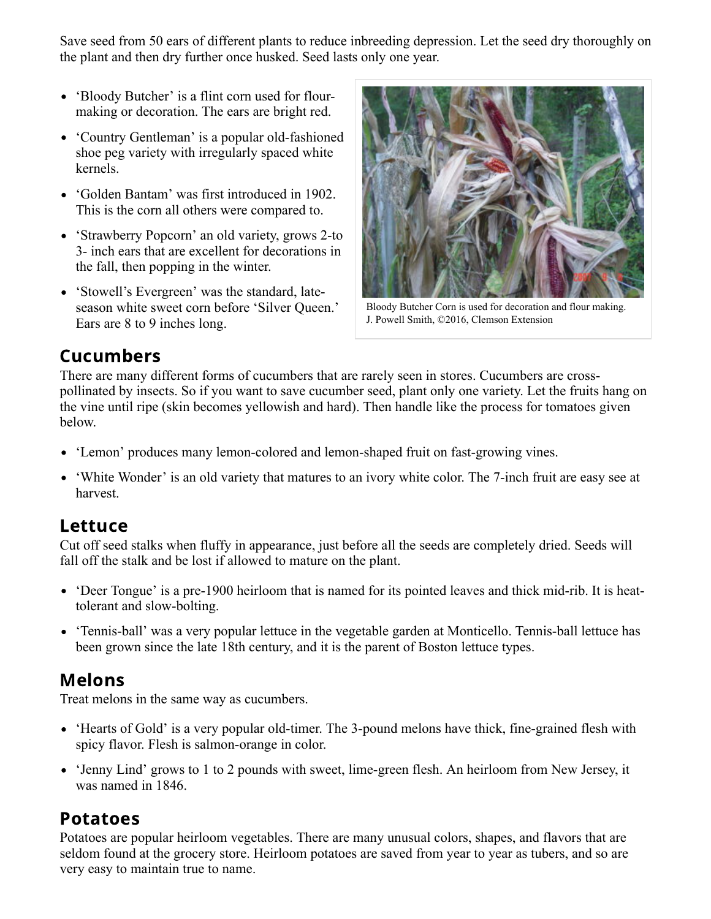Save seed from 50 ears of different plants to reduce inbreeding depression. Let the seed dry thoroughly on the plant and then dry further once husked. Seed lasts only one year.

- 'Bloody Butcher' is a flint corn used for flour-making or decoration. The ears are bright red.
- 'Country Gentleman' is a popular old-fashioned shoe peg variety with irregularly spaced white kernels.
- 'Golden Bantam' was first introduced in 1902. This is the corn all others were compared to.
- 'Strawberry Popcorn' an old variety, grows 2-to 3- inch ears that are excellent for decorations in the fall, then popping in the winter.
- 'Stowell's Evergreen' was the standard, late-season white sweet corn before 'Silver Queen.' Ears are 8 to 9 inches long.

Bloody Butcher Corn is used for decoration and flour making. J. Powell Smith, ©2016, Clemson Extension

## Cucumbers

There are many different forms of cucumbers that are rarely seen in stores. Cucumbers are cross-pollinated by insects. So if you want to save cucumber seed, plant only one variety. Let the fruits hang on the vine until ripe (skin becomes yellowish and hard). Then handle like the process for tomatoes given below.

- 'Lemon' produces many lemon-colored and lemon-shaped fruit on fast-growing vines.
- 'White Wonder' is an old variety that matures to an ivory white color. The 7-inch fruit are easy see at harvest.

## Lettuce

Cut off seed stalks when fluffy in appearance, just before all the seeds are completely dried. Seeds will fall off the stalk and be lost if allowed to mature on the plant.

- 'Deer Tongue' is a pre-1900 heirloom that is named for its pointed leaves and thick mid-rib. It is heat-tolerant and slow-bolting.
- 'Tennis-ball' was a very popular lettuce in the vegetable garden at Monticello. Tennis-ball lettuce has been grown since the late 18th century, and it is the parent of Boston lettuce types.

## Melons

Treat melons in the same way as cucumbers.

- 'Hearts of Gold' is a very popular old-timer. The 3-pound melons have thick, fine-grained flesh with spicy flavor. Flesh is salmon-orange in color.
- 'Jenny Lind' grows to 1 to 2 pounds with sweet, lime-green flesh. An heirloom from New Jersey, it was named in 1846.

## Potatoes

Potatoes are popular heirloom vegetables. There are many unusual colors, shapes, and flavors that are seldom found at the grocery store. Heirloom potatoes are saved from year to year as tubers, and so are very easy to maintain true to name.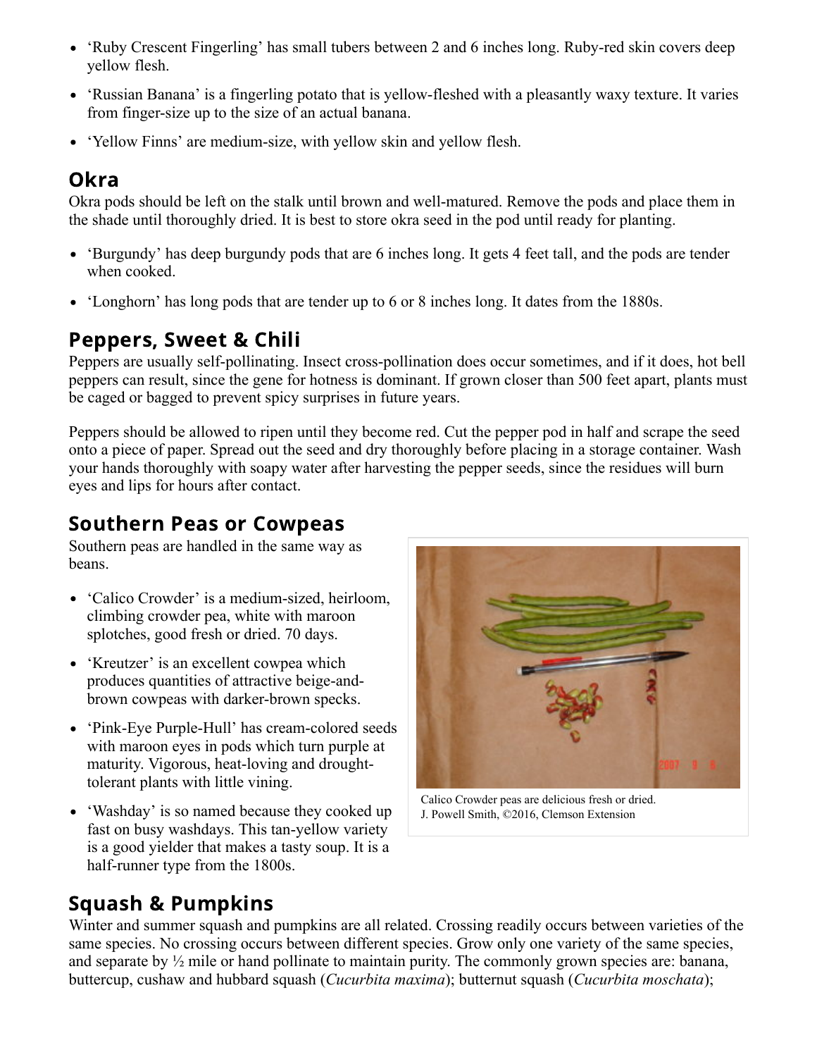- 'Ruby Crescent Fingerling' has small tubers between 2 and 6 inches long. Ruby-red skin covers deep yellow flesh.
- 'Russian Banana' is a fingerling potato that is yellow-fleshed with a pleasantly waxy texture. It varies from finger-size up to the size of an actual banana.
- 'Yellow Finns' are medium-size, with yellow skin and yellow flesh.

## Okra

Okra pods should be left on the stalk until brown and well-matured. Remove the pods and place them in the shade until thoroughly dried. It is best to store okra seed in the pod until ready for planting.

- 'Burgundy' has deep burgundy pods that are 6 inches long. It gets 4 feet tall, and the pods are tender when cooked.
- 'Longhorn' has long pods that are tender up to 6 or 8 inches long. It dates from the 1880s.

## Peppers, Sweet & Chili

Peppers are usually self-pollinating. Insect cross-pollination does occur sometimes, and if it does, hot bell peppers can result, since the gene for hotness is dominant. If grown closer than 500 feet apart, plants must be caged or bagged to prevent spicy surprises in future years.

Peppers should be allowed to ripen until they become red. Cut the pepper pod in half and scrape the seed onto a piece of paper. Spread out the seed and dry thoroughly before placing in a storage container. Wash your hands thoroughly with soapy water after harvesting the pepper seeds, since the residues will burn eyes and lips for hours after contact.

## Southern Peas or Cowpeas

Southern peas are handled in the same way as beans.

- 'Calico Crowder' is a medium-sized, heirloom, climbing crowder pea, white with maroon splotches, good fresh or dried. 70 days.
- 'Kreutzer' is an excellent cowpea which produces quantities of attractive beige-and-brown cowpeas with darker-brown specks.
- 'Pink-Eye Purple-Hull' has cream-colored seeds with maroon eyes in pods which turn purple at maturity. Vigorous, heat-loving and drought-tolerant plants with little vining.
- 'Washday' is so named because they cooked up fast on busy washdays. This tan-yellow variety is a good yielder that makes a tasty soup. It is a half-runner type from the 1800s.

Calico Crowder peas are delicious fresh or dried.
J. Powell Smith, ©2016, Clemson Extension

## Squash & Pumpkins

Winter and summer squash and pumpkins are all related. Crossing readily occurs between varieties of the same species. No crossing occurs between different species. Grow only one variety of the same species, and separate by ½ mile or hand pollinate to maintain purity. The commonly grown species are: banana, buttercup, cushaw and hubbard squash (*Cucurbita maxima*); butternut squash (*Cucurbita moschata*);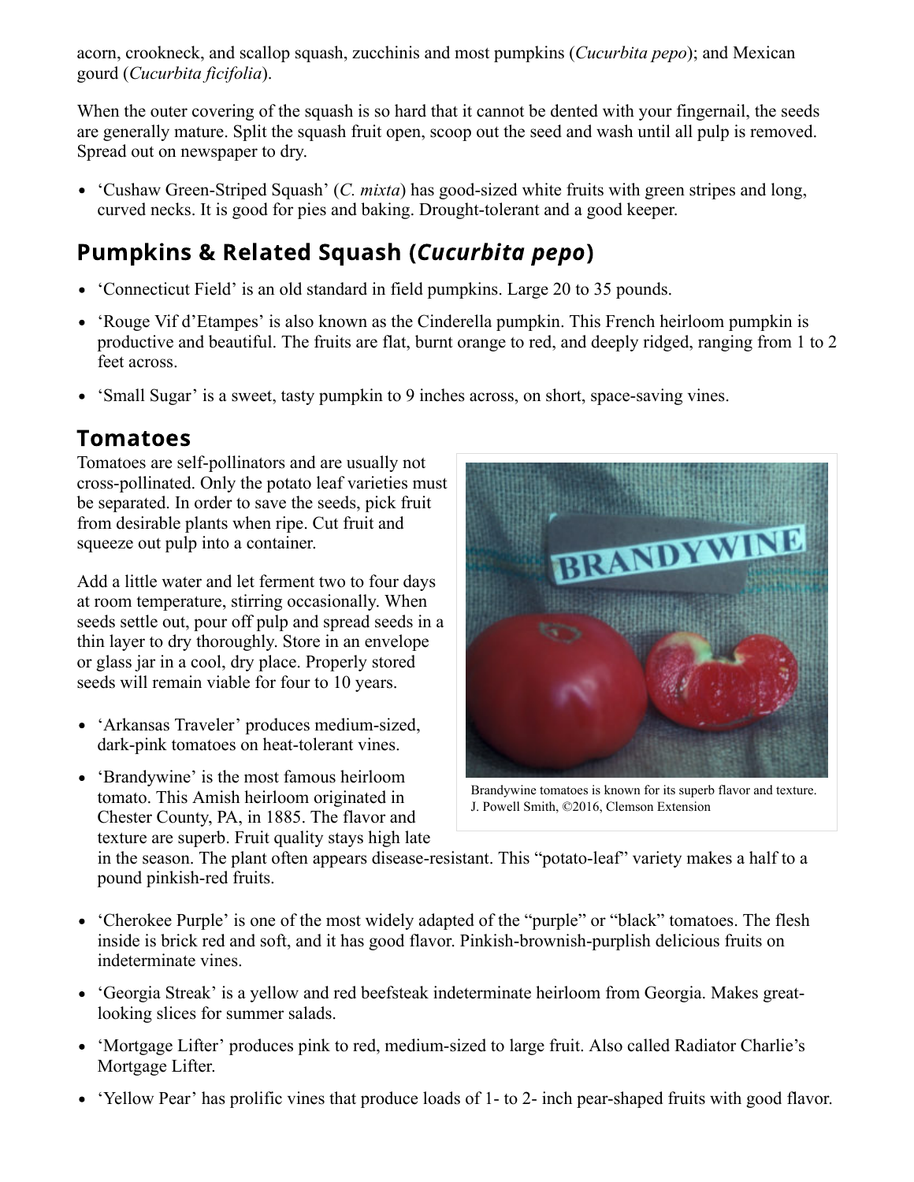acorn, crookneck, and scallop squash, zucchinis and most pumpkins (*Cucurbita pepo*); and Mexican gourd (*Cucurbita ficifolia*).

When the outer covering of the squash is so hard that it cannot be dented with your fingernail, the seeds are generally mature. Split the squash fruit open, scoop out the seed and wash until all pulp is removed. Spread out on newspaper to dry.

- 'Cushaw Green-Striped Squash' (*C. mixta*) has good-sized white fruits with green stripes and long, curved necks. It is good for pies and baking. Drought-tolerant and a good keeper.

## Pumpkins & Related Squash (*Cucurbita pepo*)

- 'Connecticut Field' is an old standard in field pumpkins. Large 20 to 35 pounds.
- 'Rouge Vif d'Etampes' is also known as the Cinderella pumpkin. This French heirloom pumpkin is productive and beautiful. The fruits are flat, burnt orange to red, and deeply ridged, ranging from 1 to 2 feet across.
- 'Small Sugar' is a sweet, tasty pumpkin to 9 inches across, on short, space-saving vines.

## Tomatoes

Tomatoes are self-pollinators and are usually not cross-pollinated. Only the potato leaf varieties must be separated. In order to save the seeds, pick fruit from desirable plants when ripe. Cut fruit and squeeze out pulp into a container.

Add a little water and let ferment two to four days at room temperature, stirring occasionally. When seeds settle out, pour off pulp and spread seeds in a thin layer to dry thoroughly. Store in an envelope or glass jar in a cool, dry place. Properly stored seeds will remain viable for four to 10 years.

Brandywine tomatoes is known for its superb flavor and texture. J. Powell Smith, ©2016, Clemson Extension

- 'Arkansas Traveler' produces medium-sized, dark-pink tomatoes on heat-tolerant vines.
- 'Brandywine' is the most famous heirloom tomato. This Amish heirloom originated in Chester County, PA, in 1885. The flavor and texture are superb. Fruit quality stays high late in the season. The plant often appears disease-resistant. This "potato-leaf" variety makes a half to a pound pinkish-red fruits.
- 'Cherokee Purple' is one of the most widely adapted of the "purple" or "black" tomatoes. The flesh inside is brick red and soft, and it has good flavor. Pinkish-brownish-purplish delicious fruits on indeterminate vines.
- 'Georgia Streak' is a yellow and red beefsteak indeterminate heirloom from Georgia. Makes great-looking slices for summer salads.
- 'Mortgage Lifter' produces pink to red, medium-sized to large fruit. Also called Radiator Charlie's Mortgage Lifter.
- 'Yellow Pear' has prolific vines that produce loads of 1- to 2- inch pear-shaped fruits with good flavor.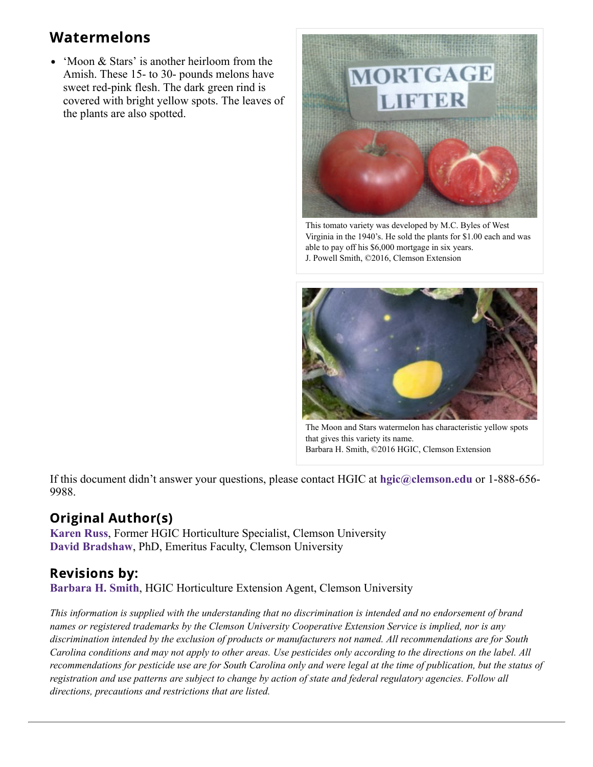## Watermelons

- 'Moon & Stars' is another heirloom from the Amish. These 15- to 30- pounds melons have sweet red-pink flesh. The dark green rind is covered with bright yellow spots. The leaves of the plants are also spotted.

This tomato variety was developed by M.C. Byles of West Virginia in the 1940's. He sold the plants for $1.00 each and was able to pay off his $6,000 mortgage in six years.
J. Powell Smith, ©2016, Clemson Extension

The Moon and Stars watermelon has characteristic yellow spots that gives this variety its name.
Barbara H. Smith, ©2016 HGIC, Clemson Extension

If this document didn't answer your questions, please contact HGIC at **hgic@clemson.edu** or 1-888-656-9988.

## Original Author(s)

**Karen Russ**, Former HGIC Horticulture Specialist, Clemson University
**David Bradshaw**, PhD, Emeritus Faculty, Clemson University

## Revisions by:

**Barbara H. Smith**, HGIC Horticulture Extension Agent, Clemson University

*This information is supplied with the understanding that no discrimination is intended and no endorsement of brand names or registered trademarks by the Clemson University Cooperative Extension Service is implied, nor is any discrimination intended by the exclusion of products or manufacturers not named. All recommendations are for South Carolina conditions and may not apply to other areas. Use pesticides only according to the directions on the label. All recommendations for pesticide use are for South Carolina only and were legal at the time of publication, but the status of registration and use patterns are subject to change by action of state and federal regulatory agencies. Follow all directions, precautions and restrictions that are listed.*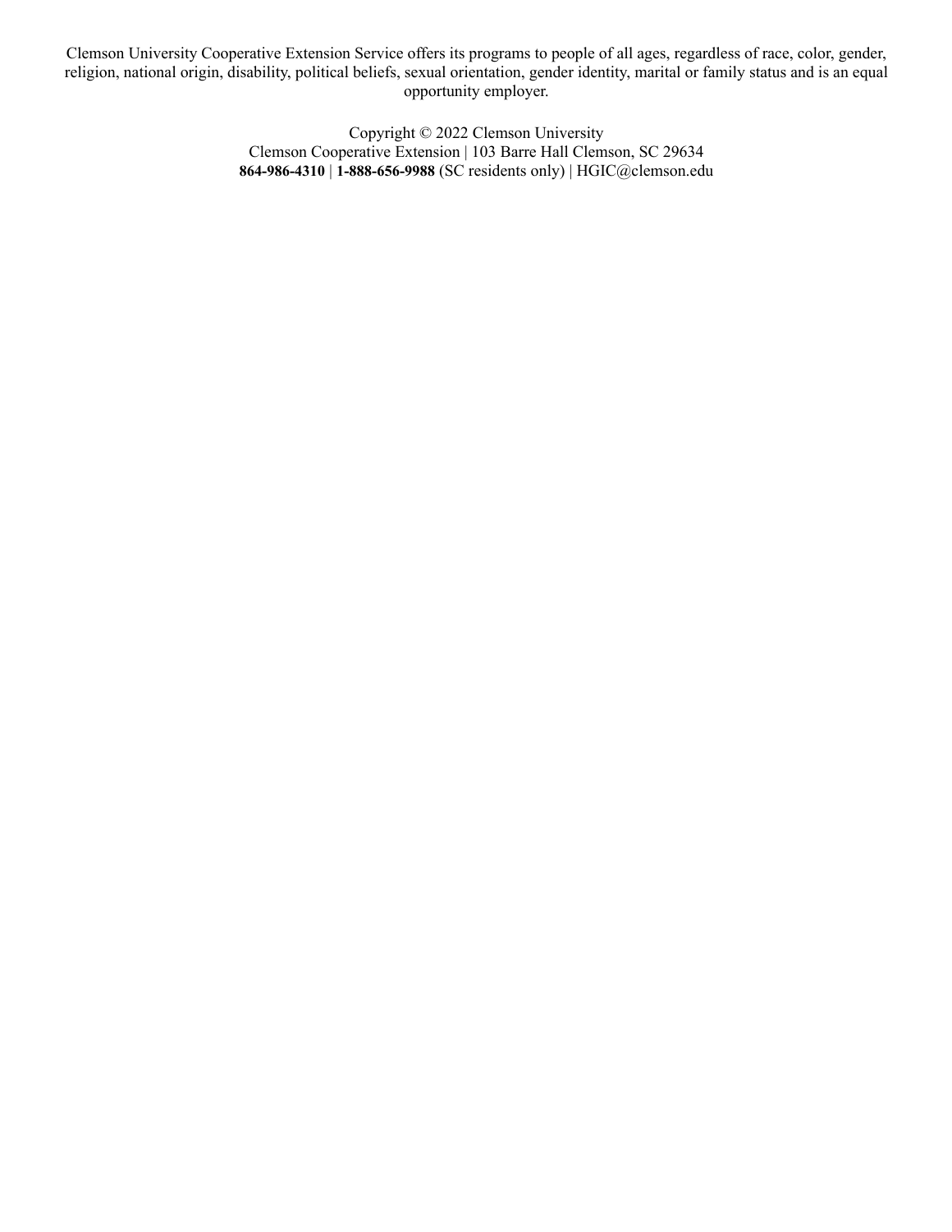Clemson University Cooperative Extension Service offers its programs to people of all ages, regardless of race, color, gender, religion, national origin, disability, political beliefs, sexual orientation, gender identity, marital or family status and is an equal opportunity employer.

Copyright © 2022 Clemson University
Clemson Cooperative Extension | 103 Barre Hall Clemson, SC 29634
**864-986-4310** | **1-888-656-9988** (SC residents only) | HGIC@clemson.edu